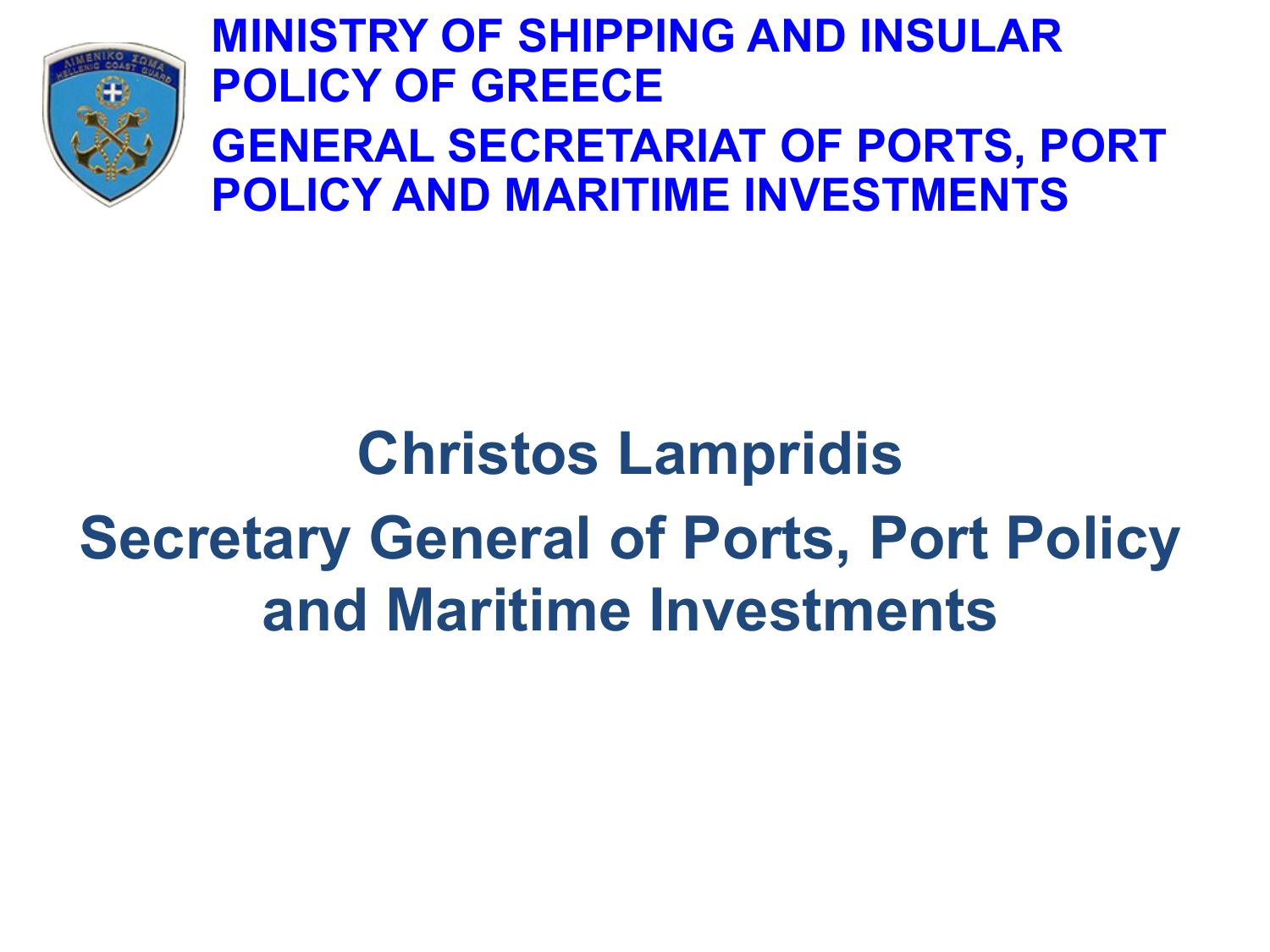**MINISTRY OF SHIPPING AND INSULAR POLICY OF GREECE**

**GENERAL SECRETARIAT OF PORTS, PORT POLICY AND MARITIME INVESTMENTS**

# Christos Lampridis

## Secretary General of Ports, Port Policy and Maritime Investments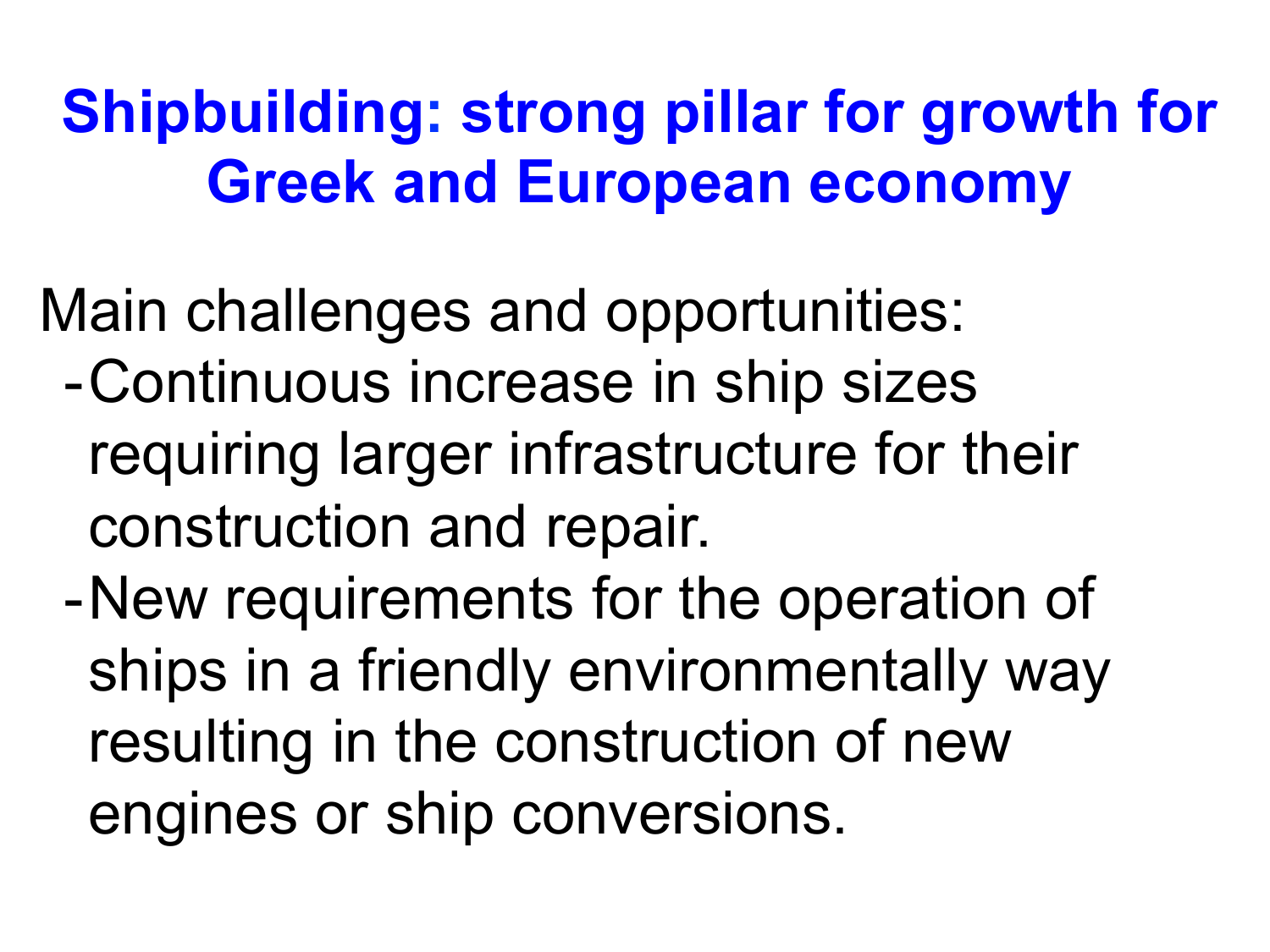# Shipbuilding: strong pillar for growth for Greek and European economy

Main challenges and opportunities:

- Continuous increase in ship sizes requiring larger infrastructure for their construction and repair.
- New requirements for the operation of ships in a friendly environmentally way resulting in the construction of new engines or ship conversions.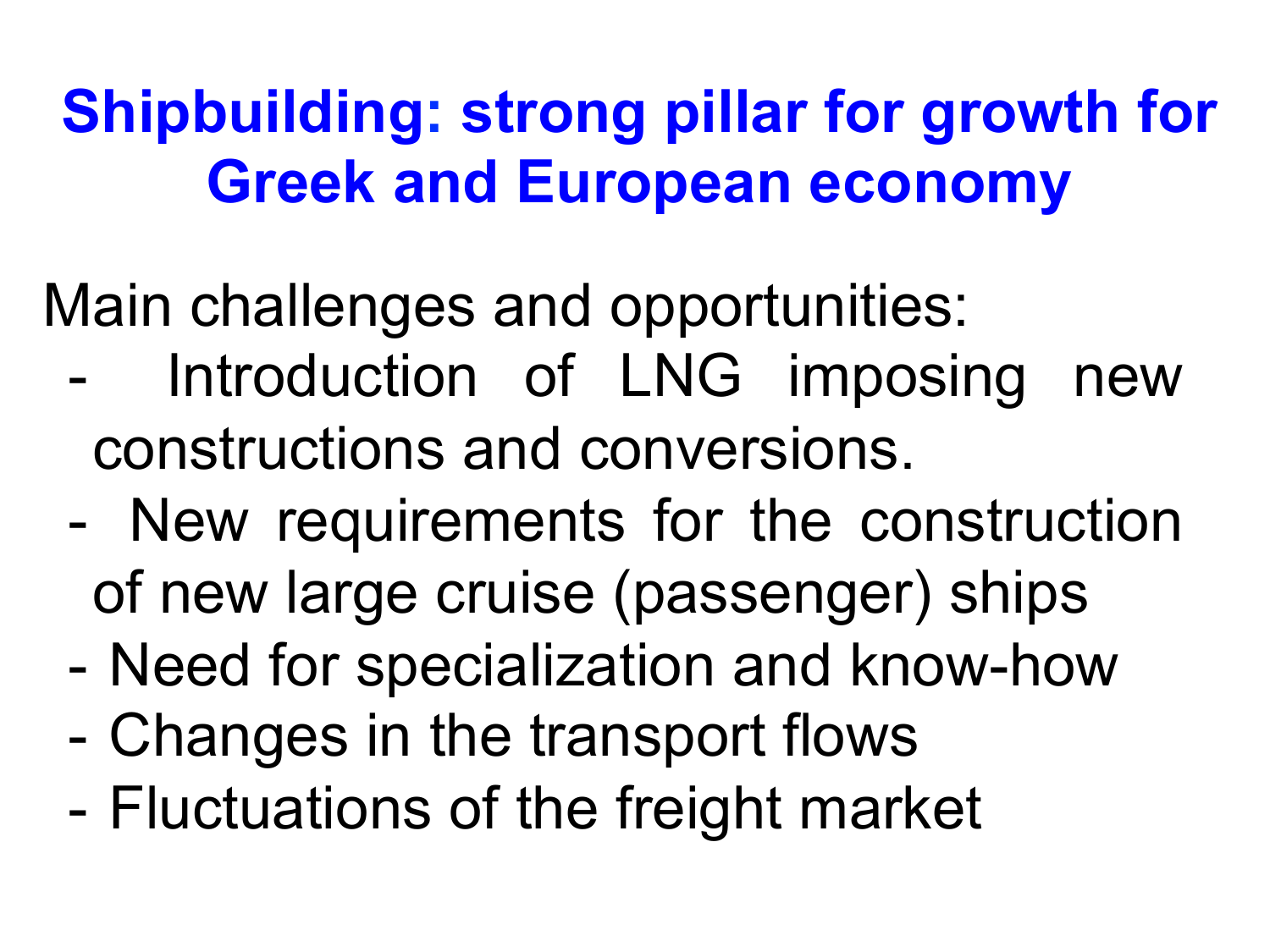# Shipbuilding: strong pillar for growth for Greek and European economy

Main challenges and opportunities:

- Introduction of LNG imposing new constructions and conversions.
- New requirements for the construction of new large cruise (passenger) ships
- Need for specialization and know-how
- Changes in the transport flows
- Fluctuations of the freight market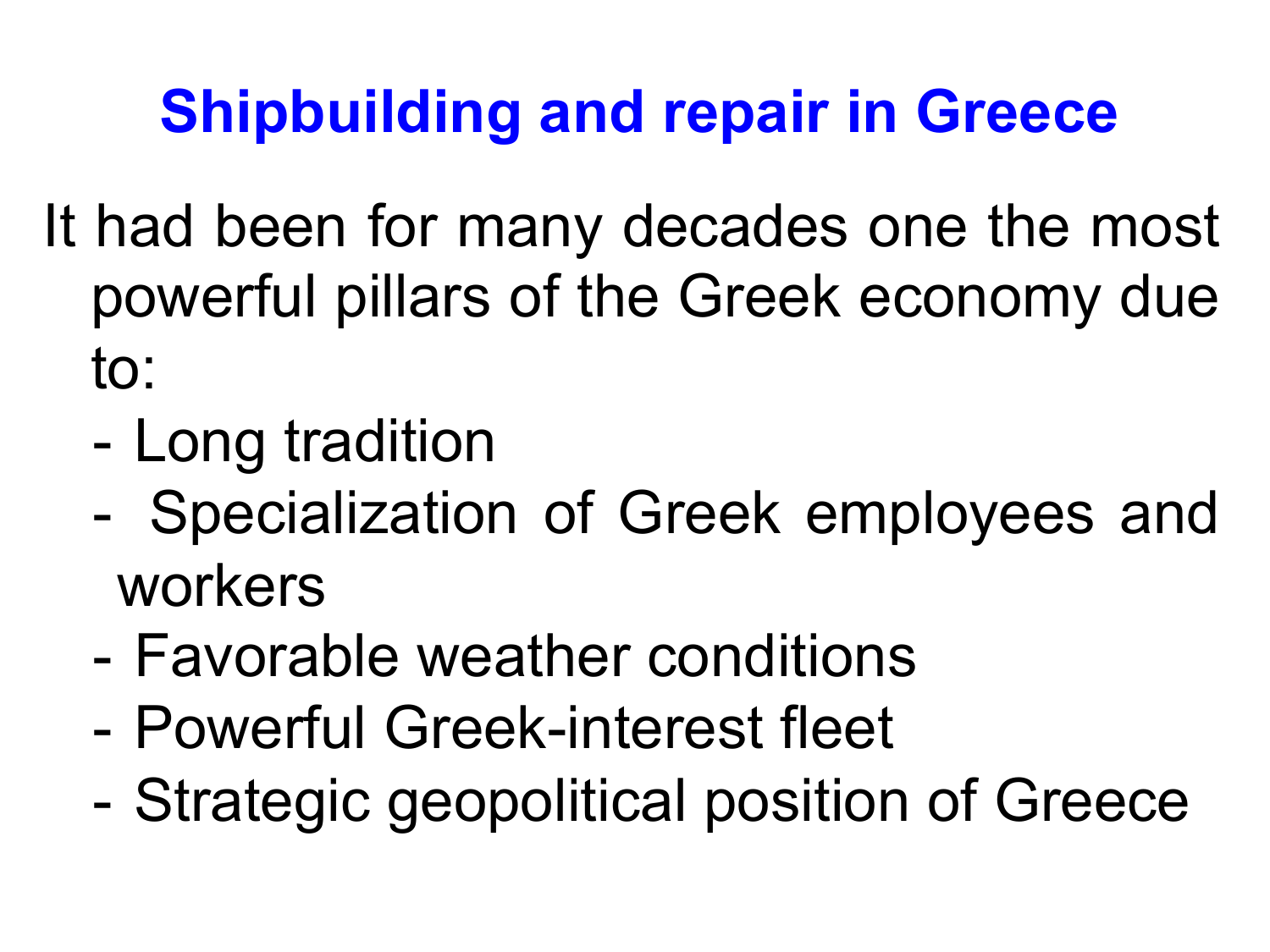# Shipbuilding and repair in Greece

It had been for many decades one the most powerful pillars of the Greek economy due to:

- Long tradition
- Specialization of Greek employees and workers
- Favorable weather conditions
- Powerful Greek-interest fleet
- Strategic geopolitical position of Greece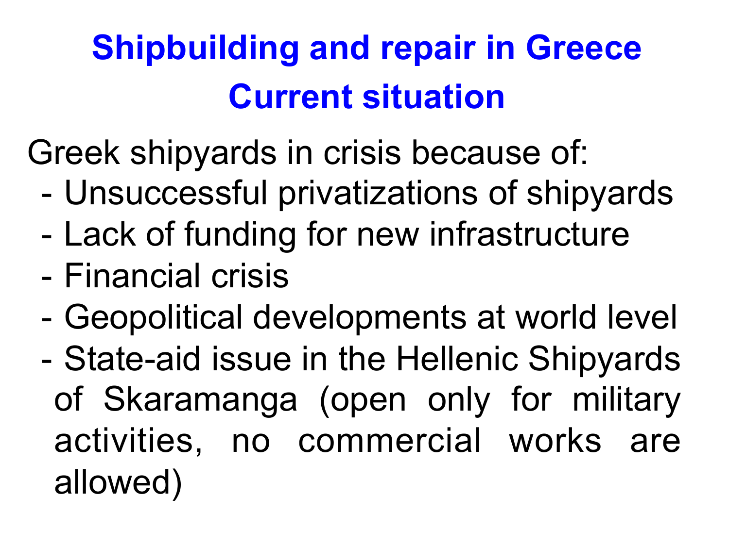# Shipbuilding and repair in Greece
## Current situation

Greek shipyards in crisis because of:

- Unsuccessful privatizations of shipyards
- Lack of funding for new infrastructure
- Financial crisis
- Geopolitical developments at world level
- State-aid issue in the Hellenic Shipyards of Skaramanga (open only for military activities, no commercial works are allowed)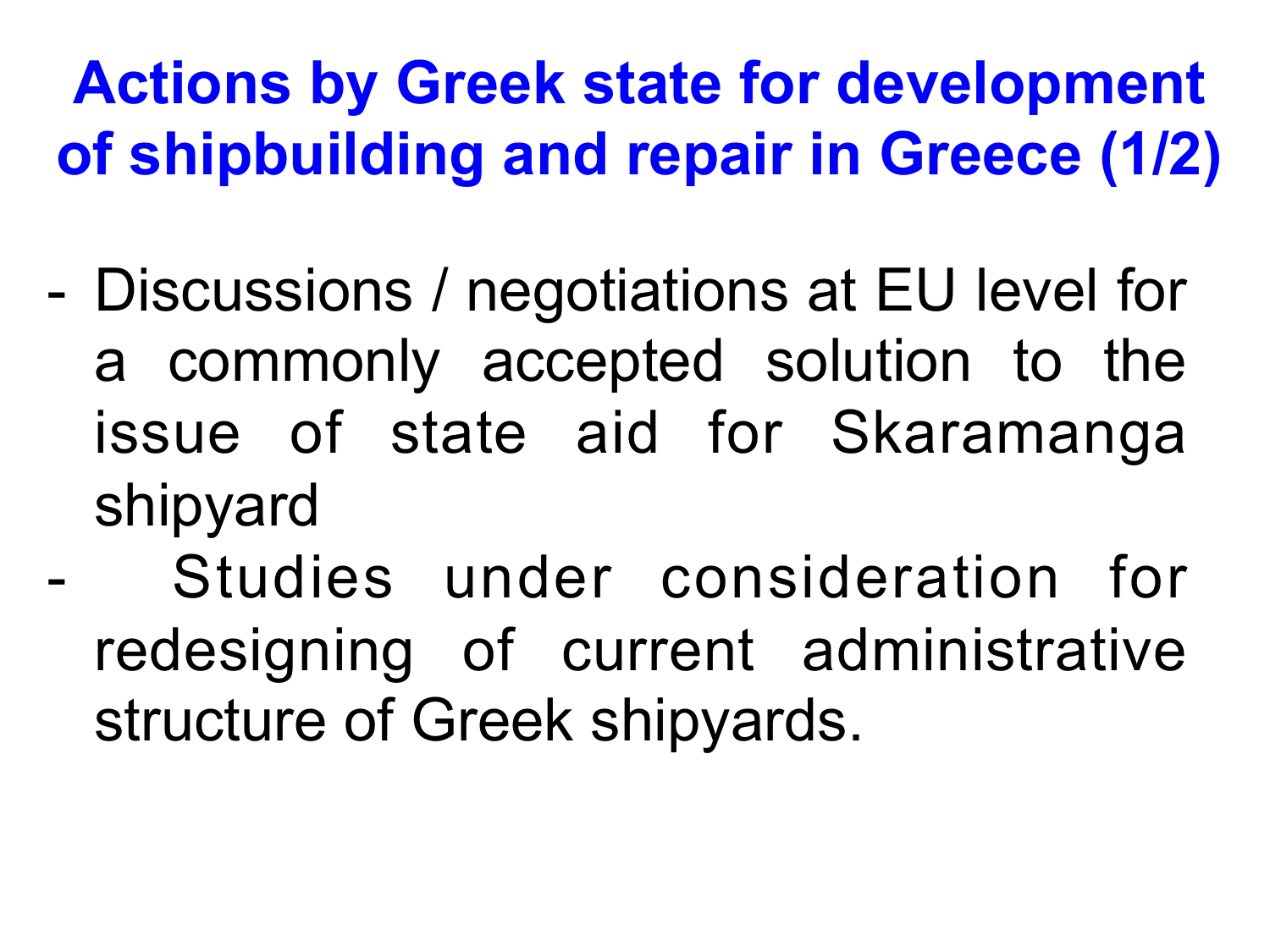# Actions by Greek state for development of shipbuilding and repair in Greece (1/2)

- Discussions / negotiations at EU level for a commonly accepted solution to the issue of state aid for Skaramanga shipyard
- Studies under consideration for redesigning of current administrative structure of Greek shipyards.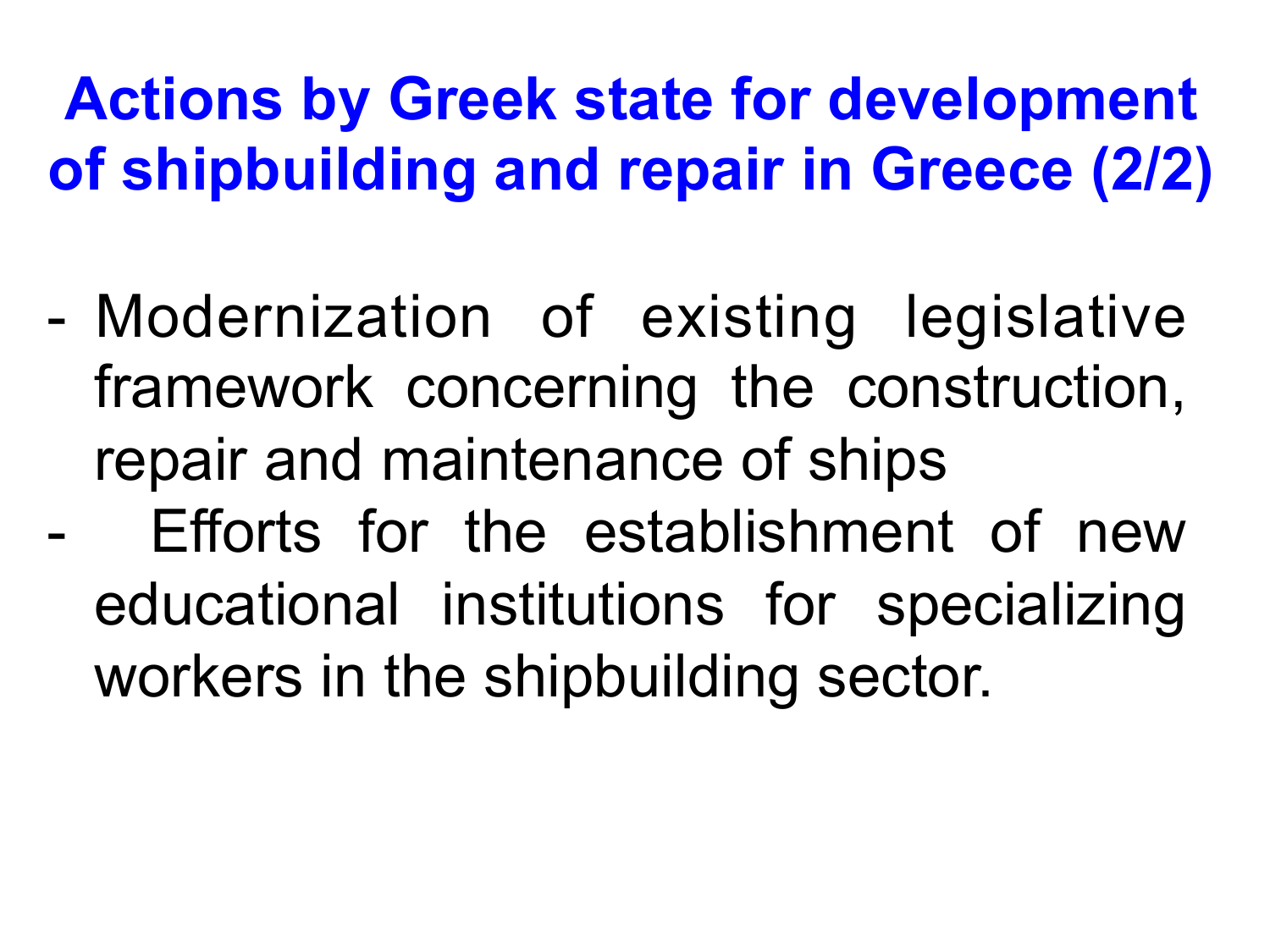# Actions by Greek state for development of shipbuilding and repair in Greece (2/2)

- Modernization of existing legislative framework concerning the construction, repair and maintenance of ships
- Efforts for the establishment of new educational institutions for specializing workers in the shipbuilding sector.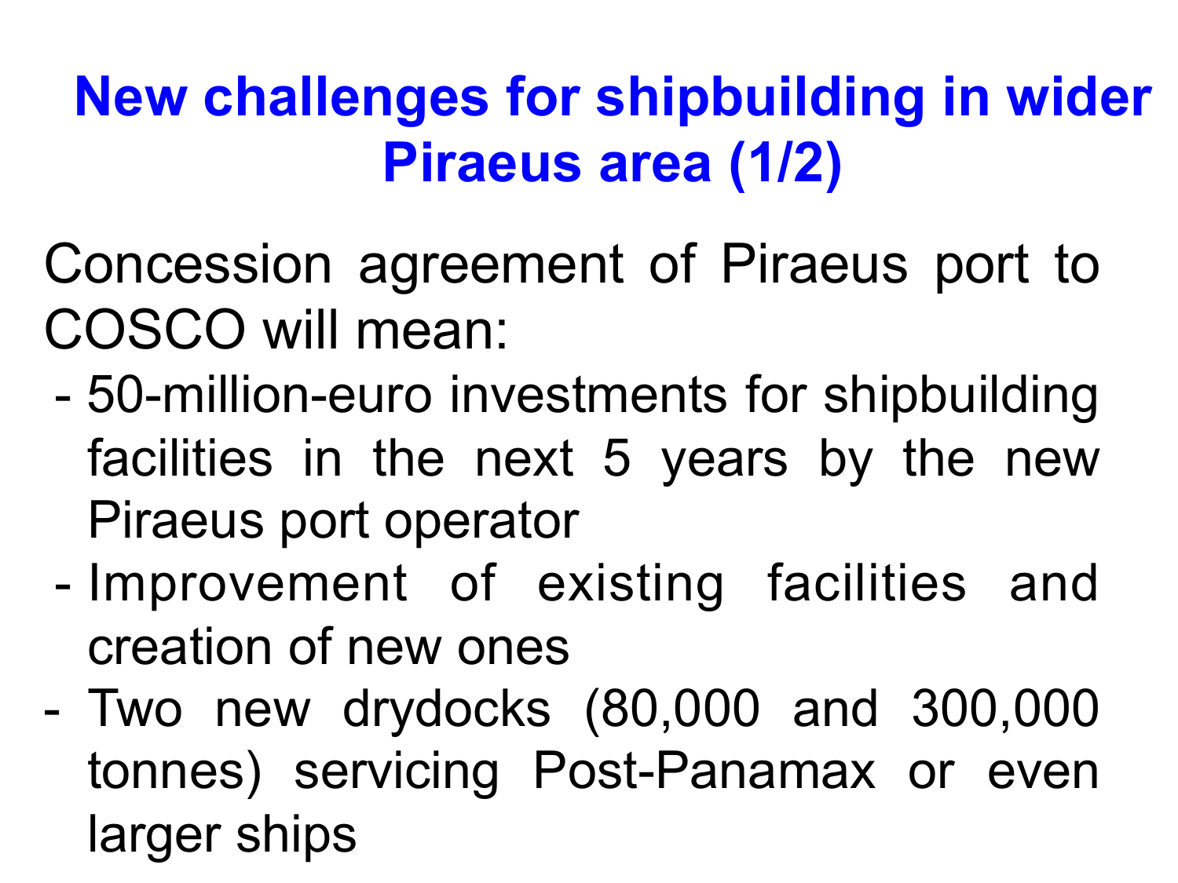# New challenges for shipbuilding in wider Piraeus area (1/2)

Concession agreement of Piraeus port to COSCO will mean:

- 50-million-euro investments for shipbuilding facilities in the next 5 years by the new Piraeus port operator
- Improvement of existing facilities and creation of new ones
- Two new drydocks (80,000 and 300,000 tonnes) servicing Post-Panamax or even larger ships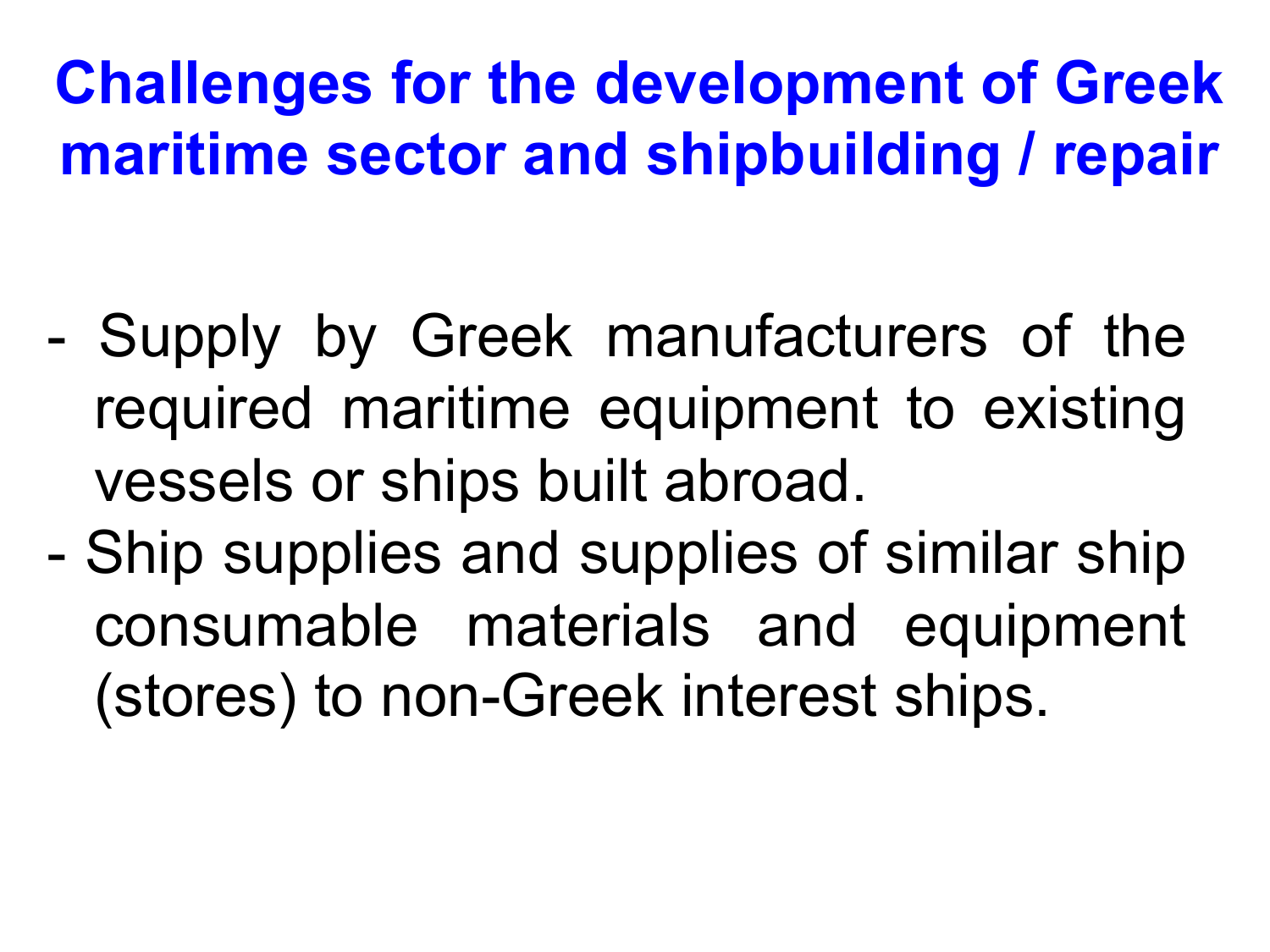# Challenges for the development of Greek maritime sector and shipbuilding / repair

- Supply by Greek manufacturers of the required maritime equipment to existing vessels or ships built abroad.
- Ship supplies and supplies of similar ship consumable materials and equipment (stores) to non-Greek interest ships.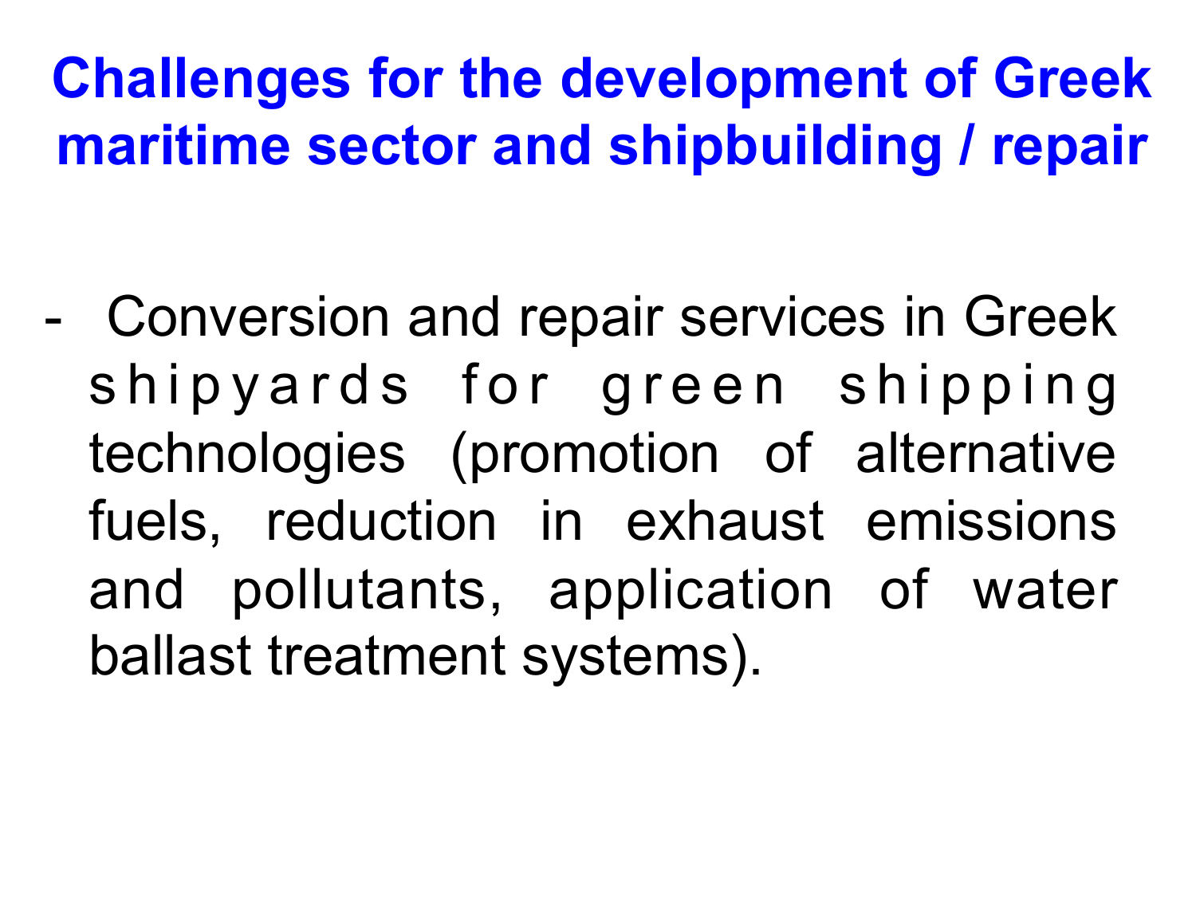# Challenges for the development of Greek maritime sector and shipbuilding / repair

- Conversion and repair services in Greek shipyards for green shipping technologies (promotion of alternative fuels, reduction in exhaust emissions and pollutants, application of water ballast treatment systems).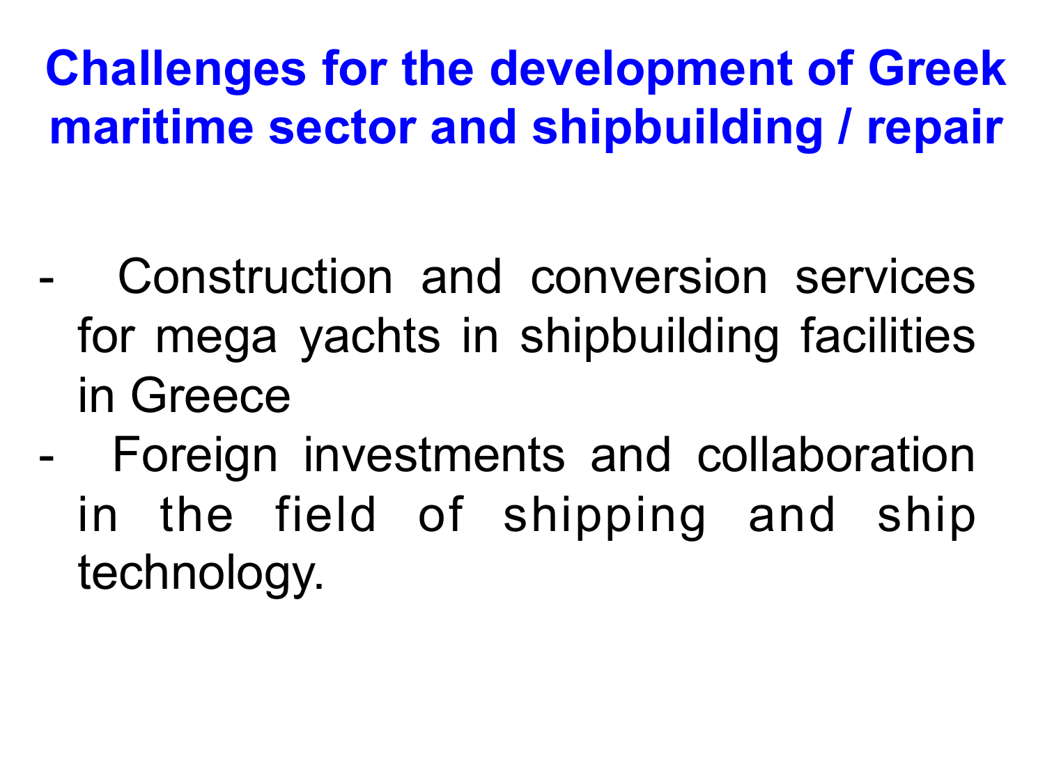# Challenges for the development of Greek maritime sector and shipbuilding / repair

- Construction and conversion services for mega yachts in shipbuilding facilities in Greece
- Foreign investments and collaboration in the field of shipping and ship technology.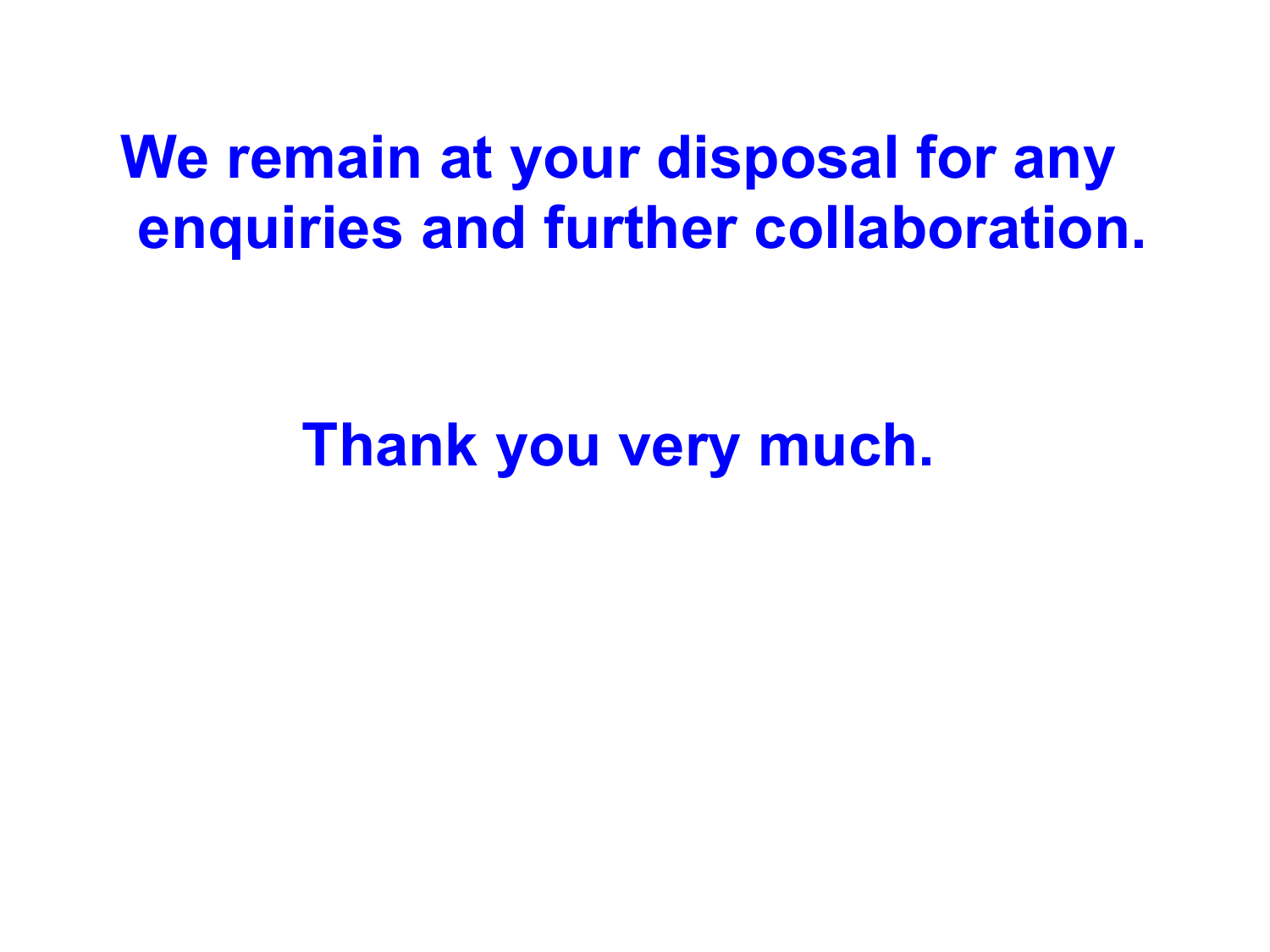**We remain at your disposal for any enquiries and further collaboration.**

**Thank you very much.**